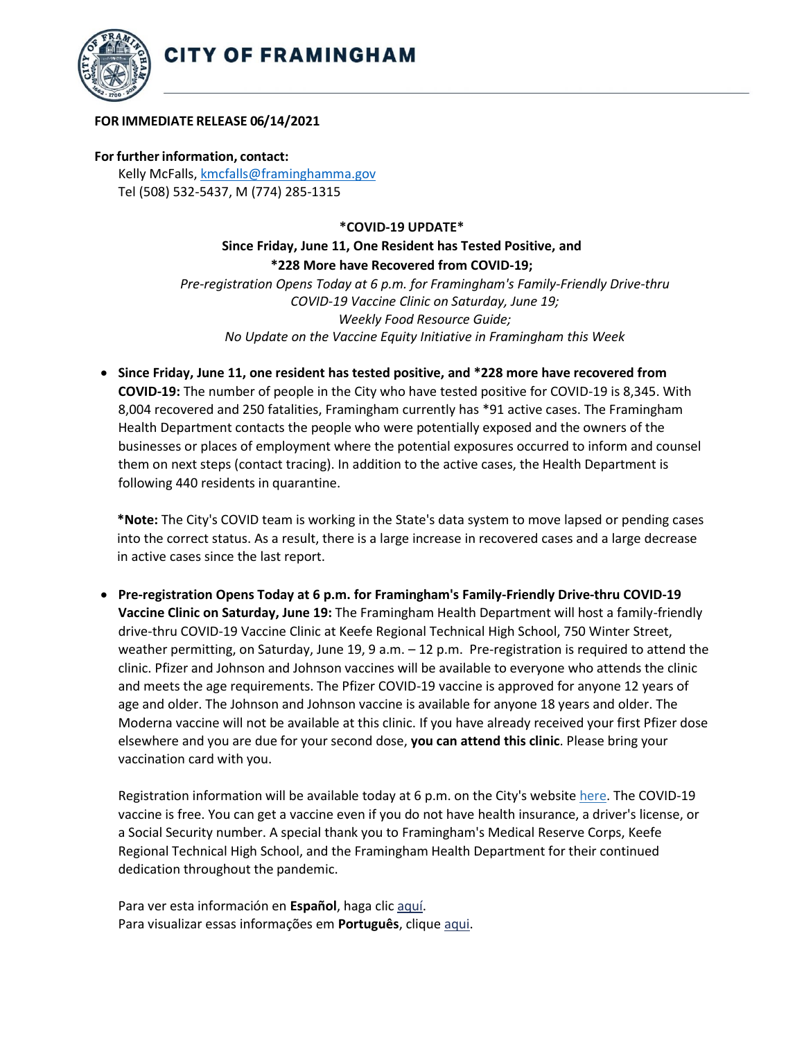# CITY OF FRAMINGHAM

**FOR IMMEDIATE RELEASE 06/14/2021**

**For further information, contact:**
Kelly McFalls, kmcfalls@framinghamma.gov
Tel (508) 532-5437, M (774) 285-1315

**\*COVID-19 UPDATE\***
**Since Friday, June 11, One Resident has Tested Positive, and**
**\*228 More have Recovered from COVID-19;**
*Pre-registration Opens Today at 6 p.m. for Framingham's Family-Friendly Drive-thru COVID-19 Vaccine Clinic on Saturday, June 19;*
*Weekly Food Resource Guide;*
*No Update on the Vaccine Equity Initiative in Framingham this Week*

- **Since Friday, June 11, one resident has tested positive, and \*228 more have recovered from COVID-19:** The number of people in the City who have tested positive for COVID-19 is 8,345. With 8,004 recovered and 250 fatalities, Framingham currently has \*91 active cases. The Framingham Health Department contacts the people who were potentially exposed and the owners of the businesses or places of employment where the potential exposures occurred to inform and counsel them on next steps (contact tracing). In addition to the active cases, the Health Department is following 440 residents in quarantine.

  **\*Note:** The City's COVID team is working in the State's data system to move lapsed or pending cases into the correct status. As a result, there is a large increase in recovered cases and a large decrease in active cases since the last report.

- **Pre-registration Opens Today at 6 p.m. for Framingham's Family-Friendly Drive-thru COVID-19 Vaccine Clinic on Saturday, June 19:** The Framingham Health Department will host a family-friendly drive-thru COVID-19 Vaccine Clinic at Keefe Regional Technical High School, 750 Winter Street, weather permitting, on Saturday, June 19, 9 a.m. – 12 p.m. Pre-registration is required to attend the clinic. Pfizer and Johnson and Johnson vaccines will be available to everyone who attends the clinic and meets the age requirements. The Pfizer COVID-19 vaccine is approved for anyone 12 years of age and older. The Johnson and Johnson vaccine is available for anyone 18 years and older. The Moderna vaccine will not be available at this clinic. If you have already received your first Pfizer dose elsewhere and you are due for your second dose, **you can attend this clinic**. Please bring your vaccination card with you.

  Registration information will be available today at 6 p.m. on the City's website here. The COVID-19 vaccine is free. You can get a vaccine even if you do not have health insurance, a driver's license, or a Social Security number. A special thank you to Framingham's Medical Reserve Corps, Keefe Regional Technical High School, and the Framingham Health Department for their continued dedication throughout the pandemic.

  Para ver esta información en **Español**, haga clic aquí.
  Para visualizar essas informações em **Português**, clique aqui.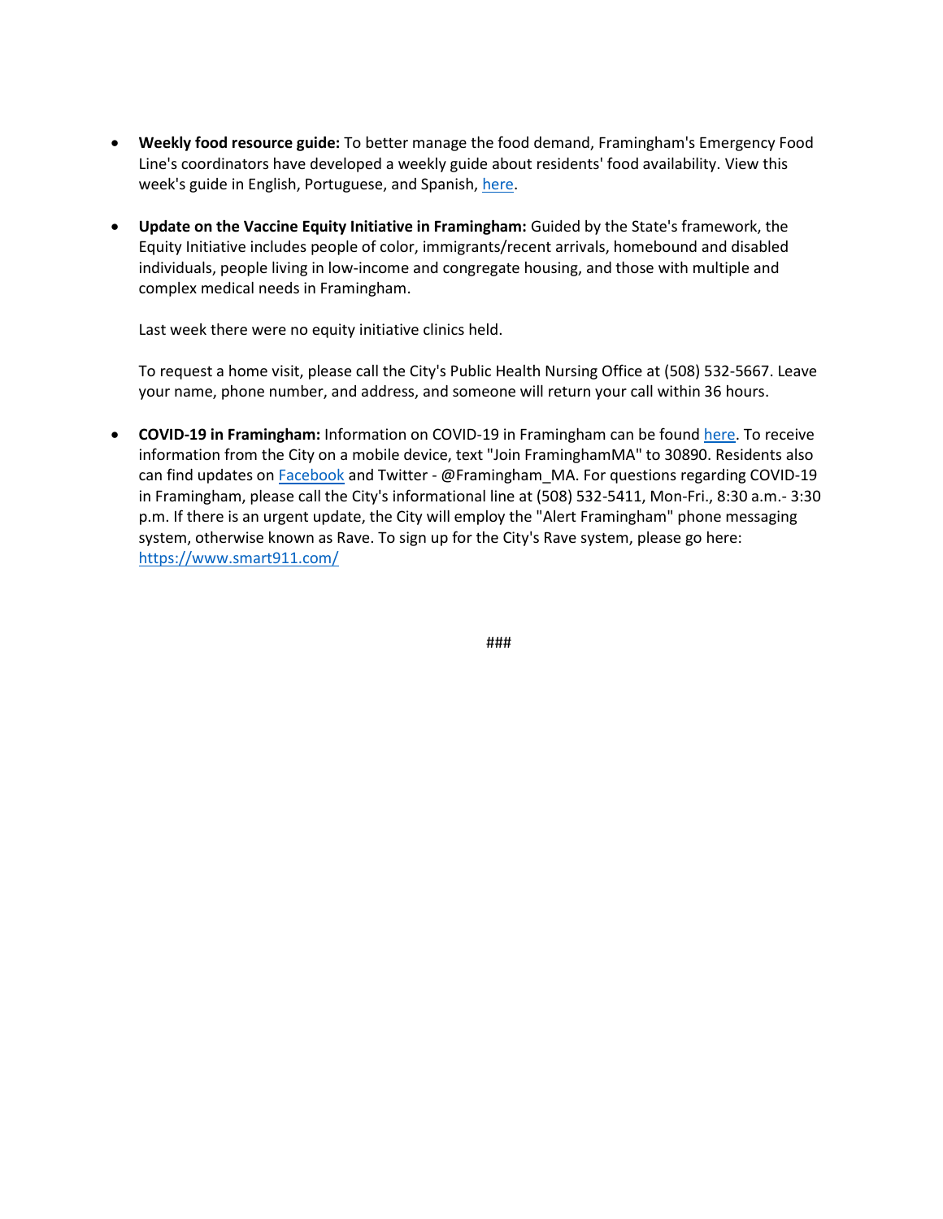- **Weekly food resource guide:** To better manage the food demand, Framingham's Emergency Food Line's coordinators have developed a weekly guide about residents' food availability. View this week's guide in English, Portuguese, and Spanish, here.

- **Update on the Vaccine Equity Initiative in Framingham:** Guided by the State's framework, the Equity Initiative includes people of color, immigrants/recent arrivals, homebound and disabled individuals, people living in low-income and congregate housing, and those with multiple and complex medical needs in Framingham.

  Last week there were no equity initiative clinics held.

  To request a home visit, please call the City's Public Health Nursing Office at (508) 532-5667. Leave your name, phone number, and address, and someone will return your call within 36 hours.

- **COVID-19 in Framingham:** Information on COVID-19 in Framingham can be found here. To receive information from the City on a mobile device, text "Join FraminghamMA" to 30890. Residents also can find updates on Facebook and Twitter - @Framingham_MA. For questions regarding COVID-19 in Framingham, please call the City's informational line at (508) 532-5411, Mon-Fri., 8:30 a.m.- 3:30 p.m. If there is an urgent update, the City will employ the "Alert Framingham" phone messaging system, otherwise known as Rave. To sign up for the City's Rave system, please go here: https://www.smart911.com/

###